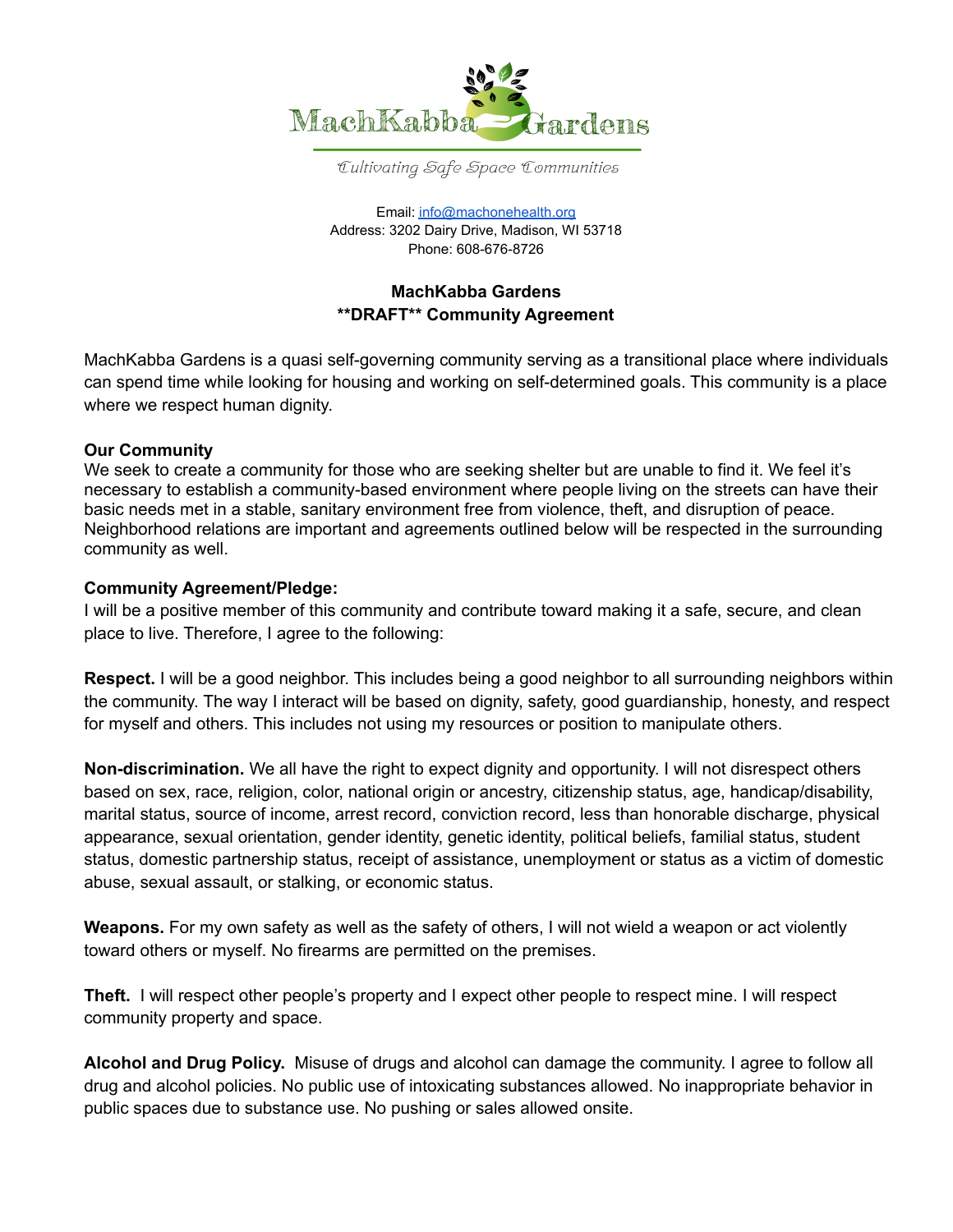# MachKabba Gardens

*Cultivating Safe Space Communities*

Email: info@machonehealth.org
Address: 3202 Dairy Drive, Madison, WI 53718
Phone: 608-676-8726

## MachKabba Gardens
## **DRAFT** Community Agreement

MachKabba Gardens is a quasi self-governing community serving as a transitional place where individuals can spend time while looking for housing and working on self-determined goals. This community is a place where we respect human dignity.

### Our Community

We seek to create a community for those who are seeking shelter but are unable to find it. We feel it's necessary to establish a community-based environment where people living on the streets can have their basic needs met in a stable, sanitary environment free from violence, theft, and disruption of peace. Neighborhood relations are important and agreements outlined below will be respected in the surrounding community as well.

### Community Agreement/Pledge:

I will be a positive member of this community and contribute toward making it a safe, secure, and clean place to live. Therefore, I agree to the following:

**Respect.** I will be a good neighbor. This includes being a good neighbor to all surrounding neighbors within the community. The way I interact will be based on dignity, safety, good guardianship, honesty, and respect for myself and others. This includes not using my resources or position to manipulate others.

**Non-discrimination.** We all have the right to expect dignity and opportunity. I will not disrespect others based on sex, race, religion, color, national origin or ancestry, citizenship status, age, handicap/disability, marital status, source of income, arrest record, conviction record, less than honorable discharge, physical appearance, sexual orientation, gender identity, genetic identity, political beliefs, familial status, student status, domestic partnership status, receipt of assistance, unemployment or status as a victim of domestic abuse, sexual assault, or stalking, or economic status.

**Weapons.** For my own safety as well as the safety of others, I will not wield a weapon or act violently toward others or myself. No firearms are permitted on the premises.

**Theft.** I will respect other people's property and I expect other people to respect mine. I will respect community property and space.

**Alcohol and Drug Policy.** Misuse of drugs and alcohol can damage the community. I agree to follow all drug and alcohol policies. No public use of intoxicating substances allowed. No inappropriate behavior in public spaces due to substance use. No pushing or sales allowed onsite.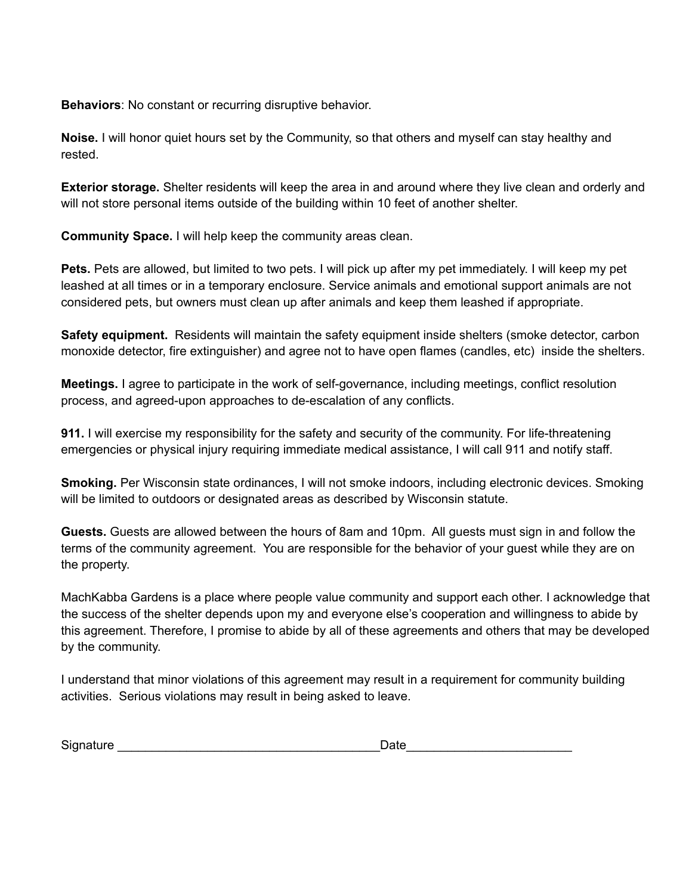**Behaviors**: No constant or recurring disruptive behavior.

**Noise.** I will honor quiet hours set by the Community, so that others and myself can stay healthy and rested.

**Exterior storage.** Shelter residents will keep the area in and around where they live clean and orderly and will not store personal items outside of the building within 10 feet of another shelter.

**Community Space.** I will help keep the community areas clean.

**Pets.** Pets are allowed, but limited to two pets. I will pick up after my pet immediately. I will keep my pet leashed at all times or in a temporary enclosure. Service animals and emotional support animals are not considered pets, but owners must clean up after animals and keep them leashed if appropriate.

**Safety equipment.** Residents will maintain the safety equipment inside shelters (smoke detector, carbon monoxide detector, fire extinguisher) and agree not to have open flames (candles, etc) inside the shelters.

**Meetings.** I agree to participate in the work of self-governance, including meetings, conflict resolution process, and agreed-upon approaches to de-escalation of any conflicts.

**911.** I will exercise my responsibility for the safety and security of the community. For life-threatening emergencies or physical injury requiring immediate medical assistance, I will call 911 and notify staff.

**Smoking.** Per Wisconsin state ordinances, I will not smoke indoors, including electronic devices. Smoking will be limited to outdoors or designated areas as described by Wisconsin statute.

**Guests.** Guests are allowed between the hours of 8am and 10pm. All guests must sign in and follow the terms of the community agreement. You are responsible for the behavior of your guest while they are on the property.

MachKabba Gardens is a place where people value community and support each other. I acknowledge that the success of the shelter depends upon my and everyone else's cooperation and willingness to abide by this agreement. Therefore, I promise to abide by all of these agreements and others that may be developed by the community.

I understand that minor violations of this agreement may result in a requirement for community building activities. Serious violations may result in being asked to leave.

Signature _____________________________________Date_______________________